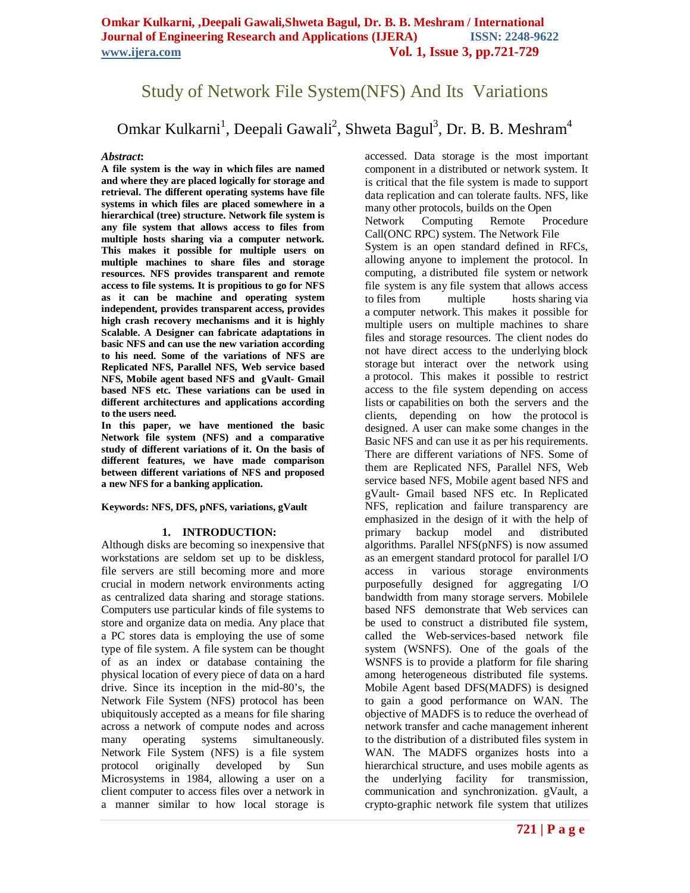# Study of Network File System(NFS) And Its Variations

Omkar Kulkarni[1], Deepali Gawali[2], Shweta Bagul[3], Dr. B. B. Meshram[4]

***Abstract*:**

**A file system is the way in which files are named and where they are placed logically for storage and retrieval. The different operating systems have file systems in which files are placed somewhere in a hierarchical (tree) structure. Network file system is any file system that allows access to files from multiple hosts sharing via a computer network. This makes it possible for multiple users on multiple machines to share files and storage resources. NFS provides transparent and remote access to file systems. It is propitious to go for NFS as it can be machine and operating system independent, provides transparent access, provides high crash recovery mechanisms and it is highly Scalable. A Designer can fabricate adaptations in basic NFS and can use the new variation according to his need. Some of the variations of NFS are Replicated NFS, Parallel NFS, Web service based NFS, Mobile agent based NFS and gVault- Gmail based NFS etc. These variations can be used in different architectures and applications according to the users need.**

**In this paper, we have mentioned the basic Network file system (NFS) and a comparative study of different variations of it. On the basis of different features, we have made comparison between different variations of NFS and proposed a new NFS for a banking application.**

**Keywords: NFS, DFS, pNFS, variations, gVault**

## 1. INTRODUCTION:

Although disks are becoming so inexpensive that workstations are seldom set up to be diskless, file servers are still becoming more and more crucial in modern network environments acting as centralized data sharing and storage stations. Computers use particular kinds of file systems to store and organize data on media. Any place that a PC stores data is employing the use of some type of file system. A file system can be thought of as an index or database containing the physical location of every piece of data on a hard drive. Since its inception in the mid-80's, the Network File System (NFS) protocol has been ubiquitously accepted as a means for file sharing across a network of compute nodes and across many operating systems simultaneously. Network File System (NFS) is a file system protocol originally developed by Sun Microsystems in 1984, allowing a user on a client computer to access files over a network in a manner similar to how local storage is accessed. Data storage is the most important component in a distributed or network system. It is critical that the file system is made to support data replication and can tolerate faults. NFS, like many other protocols, builds on the Open Network Computing Remote Procedure Call(ONC RPC) system. The Network File System is an open standard defined in RFCs, allowing anyone to implement the protocol. In computing, a distributed file system or network file system is any file system that allows access to files from multiple hosts sharing via a computer network. This makes it possible for multiple users on multiple machines to share files and storage resources. The client nodes do not have direct access to the underlying block storage but interact over the network using a protocol. This makes it possible to restrict access to the file system depending on access lists or capabilities on both the servers and the clients, depending on how the protocol is designed. A user can make some changes in the Basic NFS and can use it as per his requirements. There are different variations of NFS. Some of them are Replicated NFS, Parallel NFS, Web service based NFS, Mobile agent based NFS and gVault- Gmail based NFS etc. In Replicated NFS, replication and failure transparency are emphasized in the design of it with the help of primary backup model and distributed algorithms. Parallel NFS(pNFS) is now assumed as an emergent standard protocol for parallel I/O access in various storage environments purposefully designed for aggregating I/O bandwidth from many storage servers. Mobilele based NFS demonstrate that Web services can be used to construct a distributed file system, called the Web-services-based network file system (WSNFS). One of the goals of the WSNFS is to provide a platform for file sharing among heterogeneous distributed file systems. Mobile Agent based DFS(MADFS) is designed to gain a good performance on WAN. The objective of MADFS is to reduce the overhead of network transfer and cache management inherent to the distribution of a distributed files system in WAN. The MADFS organizes hosts into a hierarchical structure, and uses mobile agents as the underlying facility for transmission, communication and synchronization. gVault, a crypto-graphic network file system that utilizes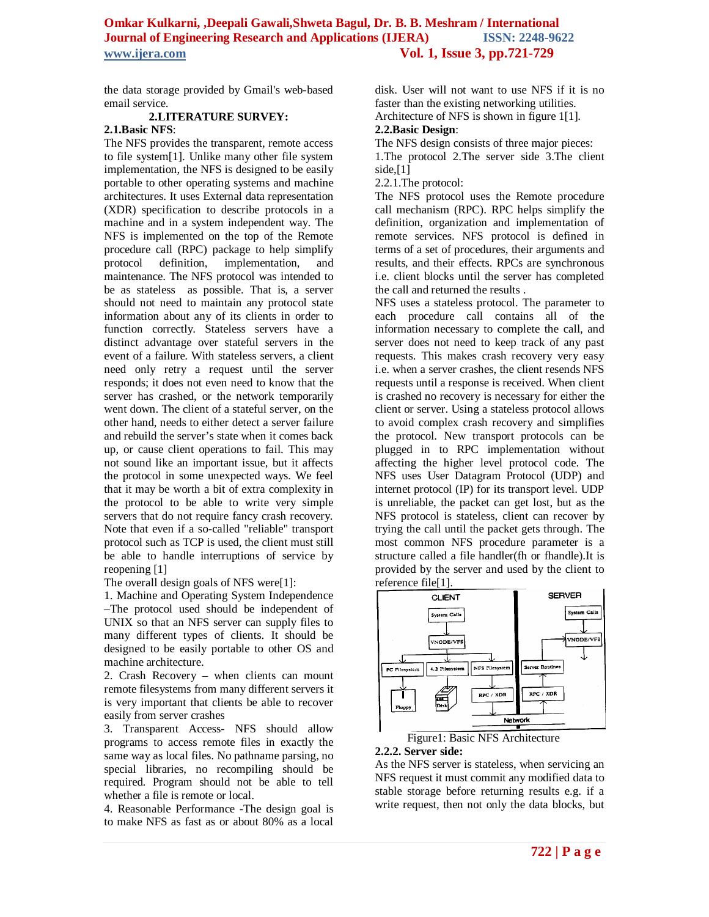the data storage provided by Gmail's web-based email service.

## 2.LITERATURE SURVEY:

### 2.1.Basic NFS:

The NFS provides the transparent, remote access to file system[1]. Unlike many other file system implementation, the NFS is designed to be easily portable to other operating systems and machine architectures. It uses External data representation (XDR) specification to describe protocols in a machine and in a system independent way. The NFS is implemented on the top of the Remote procedure call (RPC) package to help simplify protocol definition, implementation, and maintenance. The NFS protocol was intended to be as stateless as possible. That is, a server should not need to maintain any protocol state information about any of its clients in order to function correctly. Stateless servers have a distinct advantage over stateful servers in the event of a failure. With stateless servers, a client need only retry a request until the server responds; it does not even need to know that the server has crashed, or the network temporarily went down. The client of a stateful server, on the other hand, needs to either detect a server failure and rebuild the server's state when it comes back up, or cause client operations to fail. This may not sound like an important issue, but it affects the protocol in some unexpected ways. We feel that it may be worth a bit of extra complexity in the protocol to be able to write very simple servers that do not require fancy crash recovery. Note that even if a so-called "reliable" transport protocol such as TCP is used, the client must still be able to handle interruptions of service by reopening [1]

The overall design goals of NFS were[1]:

1. Machine and Operating System Independence –The protocol used should be independent of UNIX so that an NFS server can supply files to many different types of clients. It should be designed to be easily portable to other OS and machine architecture.
2. Crash Recovery – when clients can mount remote filesystems from many different servers it is very important that clients be able to recover easily from server crashes
3. Transparent Access- NFS should allow programs to access remote files in exactly the same way as local files. No pathname parsing, no special libraries, no recompiling should be required. Program should not be able to tell whether a file is remote or local.
4. Reasonable Performance -The design goal is to make NFS as fast as or about 80% as a local disk. User will not want to use NFS if it is no faster than the existing networking utilities.

Architecture of NFS is shown in figure 1[1].

### 2.2.Basic Design:

The NFS design consists of three major pieces:

1.The protocol 2.The server side 3.The client side,[1]

#### 2.2.1.The protocol:

The NFS protocol uses the Remote procedure call mechanism (RPC). RPC helps simplify the definition, organization and implementation of remote services. NFS protocol is defined in terms of a set of procedures, their arguments and results, and their effects. RPCs are synchronous i.e. client blocks until the server has completed the call and returned the results .

NFS uses a stateless protocol. The parameter to each procedure call contains all of the information necessary to complete the call, and server does not need to keep track of any past requests. This makes crash recovery very easy i.e. when a server crashes, the client resends NFS requests until a response is received. When client is crashed no recovery is necessary for either the client or server. Using a stateless protocol allows to avoid complex crash recovery and simplifies the protocol. New transport protocols can be plugged in to RPC implementation without affecting the higher level protocol code. The NFS uses User Datagram Protocol (UDP) and internet protocol (IP) for its transport level. UDP is unreliable, the packet can get lost, but as the NFS protocol is stateless, client can recover by trying the call until the packet gets through. The most common NFS procedure parameter is a structure called a file handler(fh or fhandle).It is provided by the server and used by the client to reference file[1].

Figure1: Basic NFS Architecture

#### 2.2.2. Server side:

As the NFS server is stateless, when servicing an NFS request it must commit any modified data to stable storage before returning results e.g. if a write request, then not only the data blocks, but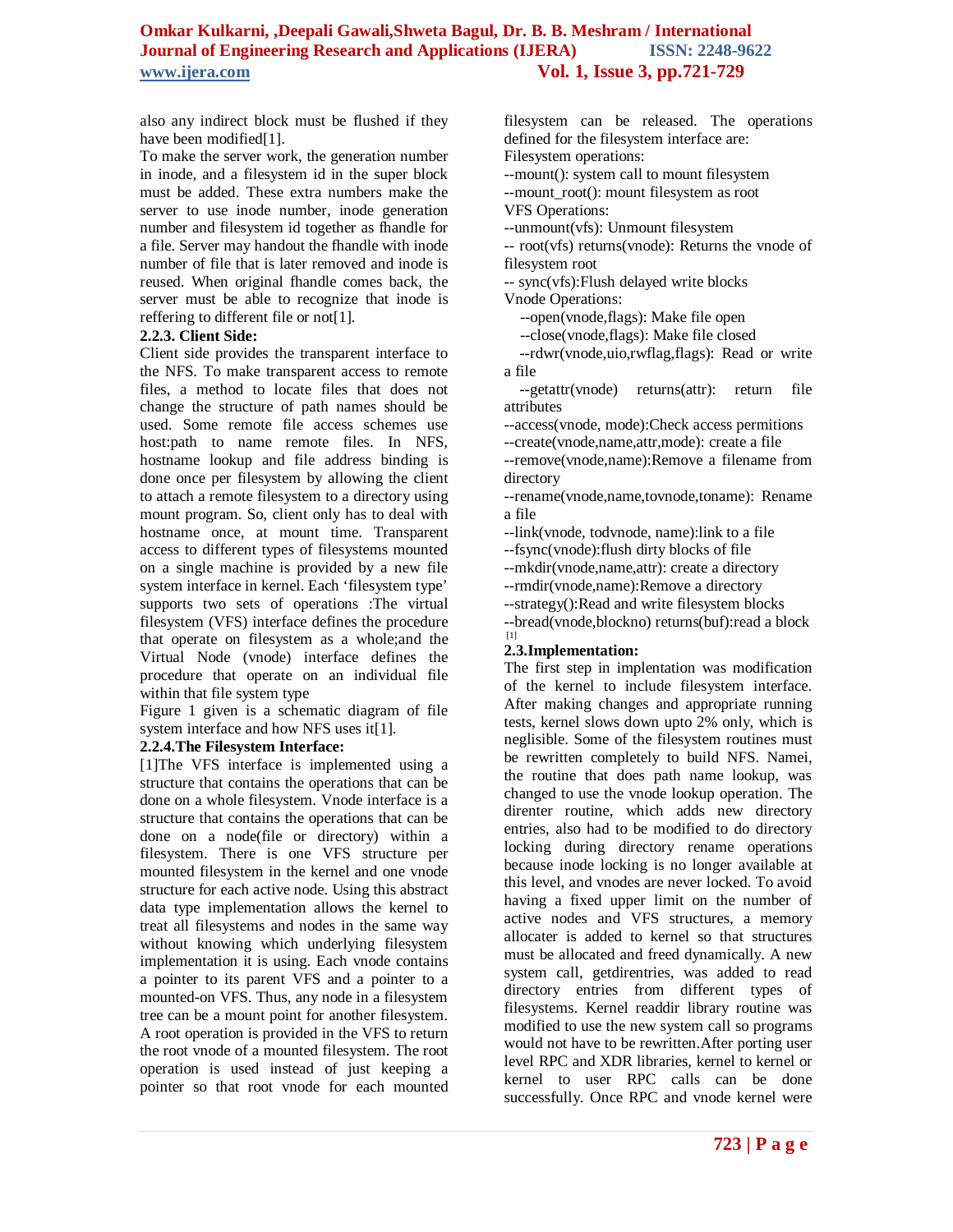also any indirect block must be flushed if they have been modified[1].

To make the server work, the generation number in inode, and a filesystem id in the super block must be added. These extra numbers make the server to use inode number, inode generation number and filesystem id together as fhandle for a file. Server may handout the fhandle with inode number of file that is later removed and inode is reused. When original fhandle comes back, the server must be able to recognize that inode is reffering to different file or not[1].

#### 2.2.3. Client Side:

Client side provides the transparent interface to the NFS. To make transparent access to remote files, a method to locate files that does not change the structure of path names should be used. Some remote file access schemes use host:path to name remote files. In NFS, hostname lookup and file address binding is done once per filesystem by allowing the client to attach a remote filesystem to a directory using mount program. So, client only has to deal with hostname once, at mount time. Transparent access to different types of filesystems mounted on a single machine is provided by a new file system interface in kernel. Each 'filesystem type' supports two sets of operations :The virtual filesystem (VFS) interface defines the procedure that operate on filesystem as a whole;and the Virtual Node (vnode) interface defines the procedure that operate on an individual file within that file system type

Figure 1 given is a schematic diagram of file system interface and how NFS uses it[1].

#### 2.2.4.The Filesystem Interface:

[1]The VFS interface is implemented using a structure that contains the operations that can be done on a whole filesystem. Vnode interface is a structure that contains the operations that can be done on a node(file or directory) within a filesystem. There is one VFS structure per mounted filesystem in the kernel and one vnode structure for each active node. Using this abstract data type implementation allows the kernel to treat all filesystems and nodes in the same way without knowing which underlying filesystem implementation it is using. Each vnode contains a pointer to its parent VFS and a pointer to a mounted-on VFS. Thus, any node in a filesystem tree can be a mount point for another filesystem. A root operation is provided in the VFS to return the root vnode of a mounted filesystem. The root operation is used instead of just keeping a pointer so that root vnode for each mounted filesystem can be released. The operations defined for the filesystem interface are:

Filesystem operations:

--mount(): system call to mount filesystem

--mount_root(): mount filesystem as root

VFS Operations:

--unmount(vfs): Unmount filesystem

-- root(vfs) returns(vnode): Returns the vnode of filesystem root

-- sync(vfs):Flush delayed write blocks

Vnode Operations:

--open(vnode,flags): Make file open

--close(vnode,flags): Make file closed

--rdwr(vnode,uio,rwflag,flags): Read or write a file

--getattr(vnode) returns(attr): return file attributes

--access(vnode, mode):Check access permitions

--create(vnode,name,attr,mode): create a file

--remove(vnode,name):Remove a filename from directory

--rename(vnode,name,tovnode,toname): Rename a file

--link(vnode, todvnode, name):link to a file

--fsync(vnode):flush dirty blocks of file

--mkdir(vnode,name,attr): create a directory

--rmdir(vnode,name):Remove a directory

--strategy():Read and write filesystem blocks

--bread(vnode,blockno) returns(buf):read a block [1]

### 2.3.Implementation:

The first step in implentation was modification of the kernel to include filesystem interface. After making changes and appropriate running tests, kernel slows down upto 2% only, which is neglisible. Some of the filesystem routines must be rewritten completely to build NFS. Namei, the routine that does path name lookup, was changed to use the vnode lookup operation. The direnter routine, which adds new directory entries, also had to be modified to do directory locking during directory rename operations because inode locking is no longer available at this level, and vnodes are never locked. To avoid having a fixed upper limit on the number of active nodes and VFS structures, a memory allocater is added to kernel so that structures must be allocated and freed dynamically. A new system call, getdirentries, was added to read directory entries from different types of filesystems. Kernel readdir library routine was modified to use the new system call so programs would not have to be rewritten.After porting user level RPC and XDR libraries, kernel to kernel or kernel to user RPC calls can be done successfully. Once RPC and vnode kernel were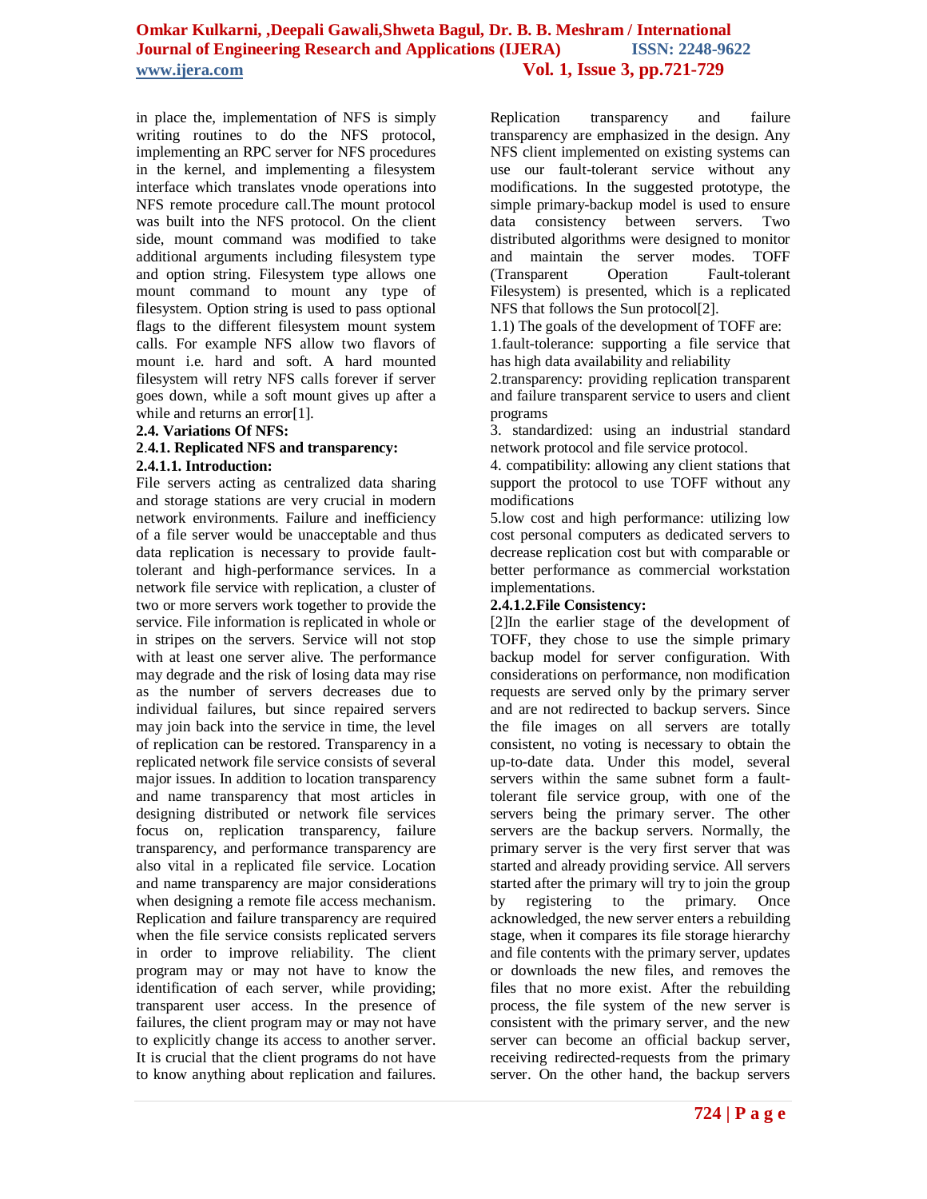in place the, implementation of NFS is simply writing routines to do the NFS protocol, implementing an RPC server for NFS procedures in the kernel, and implementing a filesystem interface which translates vnode operations into NFS remote procedure call.The mount protocol was built into the NFS protocol. On the client side, mount command was modified to take additional arguments including filesystem type and option string. Filesystem type allows one mount command to mount any type of filesystem. Option string is used to pass optional flags to the different filesystem mount system calls. For example NFS allow two flavors of mount i.e. hard and soft. A hard mounted filesystem will retry NFS calls forever if server goes down, while a soft mount gives up after a while and returns an error[1].

**2.4. Variations Of NFS:**

**2.4.1. Replicated NFS and transparency:**

**2.4.1.1. Introduction:**

File servers acting as centralized data sharing and storage stations are very crucial in modern network environments. Failure and inefficiency of a file server would be unacceptable and thus data replication is necessary to provide fault-tolerant and high-performance services. In a network file service with replication, a cluster of two or more servers work together to provide the service. File information is replicated in whole or in stripes on the servers. Service will not stop with at least one server alive. The performance may degrade and the risk of losing data may rise as the number of servers decreases due to individual failures, but since repaired servers may join back into the service in time, the level of replication can be restored. Transparency in a replicated network file service consists of several major issues. In addition to location transparency and name transparency that most articles in designing distributed or network file services focus on, replication transparency, failure transparency, and performance transparency are also vital in a replicated file service. Location and name transparency are major considerations when designing a remote file access mechanism. Replication and failure transparency are required when the file service consists replicated servers in order to improve reliability. The client program may or may not have to know the identification of each server, while providing; transparent user access. In the presence of failures, the client program may or may not have to explicitly change its access to another server. It is crucial that the client programs do not have to know anything about replication and failures. Replication transparency and failure transparency are emphasized in the design. Any NFS client implemented on existing systems can use our fault-tolerant service without any modifications. In the suggested prototype, the simple primary-backup model is used to ensure data consistency between servers. Two distributed algorithms were designed to monitor and maintain the server modes. TOFF (Transparent Operation Fault-tolerant Filesystem) is presented, which is a replicated NFS that follows the Sun protocol[2].

1.1) The goals of the development of TOFF are:

1.fault-tolerance: supporting a file service that has high data availability and reliability

2.transparency: providing replication transparent and failure transparent service to users and client programs

3. standardized: using an industrial standard network protocol and file service protocol.

4. compatibility: allowing any client stations that support the protocol to use TOFF without any modifications

5.low cost and high performance: utilizing low cost personal computers as dedicated servers to decrease replication cost but with comparable or better performance as commercial workstation implementations.

**2.4.1.2.File Consistency:**

[2]In the earlier stage of the development of TOFF, they chose to use the simple primary backup model for server configuration. With considerations on performance, non modification requests are served only by the primary server and are not redirected to backup servers. Since the file images on all servers are totally consistent, no voting is necessary to obtain the up-to-date data. Under this model, several servers within the same subnet form a fault-tolerant file service group, with one of the servers being the primary server. The other servers are the backup servers. Normally, the primary server is the very first server that was started and already providing service. All servers started after the primary will try to join the group by registering to the primary. Once acknowledged, the new server enters a rebuilding stage, when it compares its file storage hierarchy and file contents with the primary server, updates or downloads the new files, and removes the files that no more exist. After the rebuilding process, the file system of the new server is consistent with the primary server, and the new server can become an official backup server, receiving redirected-requests from the primary server. On the other hand, the backup servers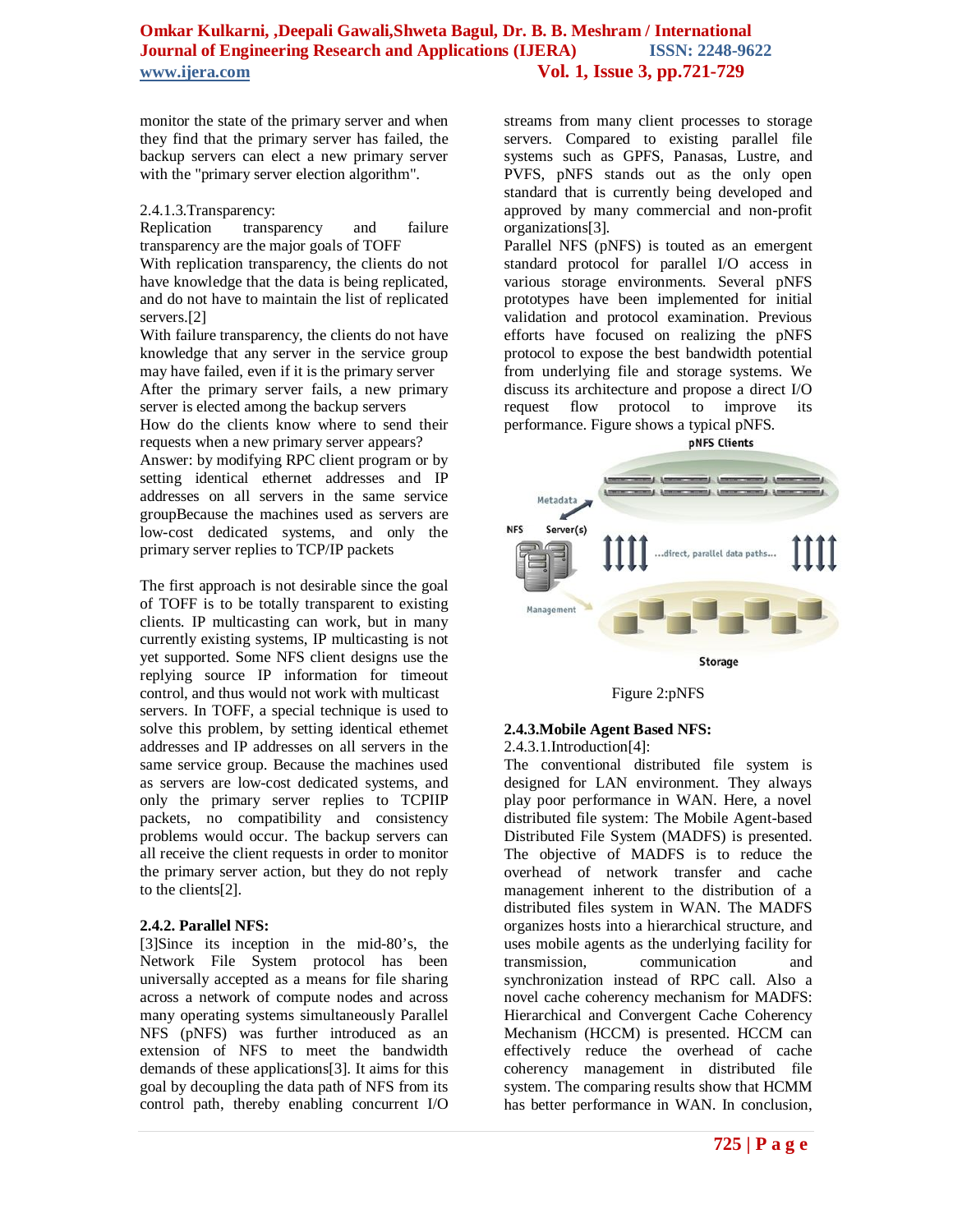monitor the state of the primary server and when they find that the primary server has failed, the backup servers can elect a new primary server with the "primary server election algorithm".

2.4.1.3.Transparency:

Replication transparency and failure transparency are the major goals of TOFF

With replication transparency, the clients do not have knowledge that the data is being replicated, and do not have to maintain the list of replicated servers.[2]

With failure transparency, the clients do not have knowledge that any server in the service group may have failed, even if it is the primary server

After the primary server fails, a new primary server is elected among the backup servers

How do the clients know where to send their requests when a new primary server appears?

Answer: by modifying RPC client program or by setting identical ethernet addresses and IP addresses on all servers in the same service groupBecause the machines used as servers are low-cost dedicated systems, and only the primary server replies to TCP/IP packets

The first approach is not desirable since the goal of TOFF is to be totally transparent to existing clients. IP multicasting can work, but in many currently existing systems, IP multicasting is not yet supported. Some NFS client designs use the replying source IP information for timeout control, and thus would not work with multicast servers. In TOFF, a special technique is used to solve this problem, by setting identical ethemet addresses and IP addresses on all servers in the same service group. Because the machines used as servers are low-cost dedicated systems, and only the primary server replies to TCPIIP packets, no compatibility and consistency problems would occur. The backup servers can all receive the client requests in order to monitor the primary server action, but they do not reply to the clients[2].

**2.4.2. Parallel NFS:**

[3]Since its inception in the mid-80's, the Network File System protocol has been universally accepted as a means for file sharing across a network of compute nodes and across many operating systems simultaneously Parallel NFS (pNFS) was further introduced as an extension of NFS to meet the bandwidth demands of these applications[3]. It aims for this goal by decoupling the data path of NFS from its control path, thereby enabling concurrent I/O streams from many client processes to storage servers. Compared to existing parallel file systems such as GPFS, Panasas, Lustre, and PVFS, pNFS stands out as the only open standard that is currently being developed and approved by many commercial and non-profit organizations[3].

Parallel NFS (pNFS) is touted as an emergent standard protocol for parallel I/O access in various storage environments. Several pNFS prototypes have been implemented for initial validation and protocol examination. Previous efforts have focused on realizing the pNFS protocol to expose the best bandwidth potential from underlying file and storage systems. We discuss its architecture and propose a direct I/O request flow protocol to improve its performance. Figure shows a typical pNFS.

Figure 2:pNFS

**2.4.3.Mobile Agent Based NFS:**

2.4.3.1.Introduction[4]:

The conventional distributed file system is designed for LAN environment. They always play poor performance in WAN. Here, a novel distributed file system: The Mobile Agent-based Distributed File System (MADFS) is presented. The objective of MADFS is to reduce the overhead of network transfer and cache management inherent to the distribution of a distributed files system in WAN. The MADFS organizes hosts into a hierarchical structure, and uses mobile agents as the underlying facility for transmission, communication and synchronization instead of RPC call. Also a novel cache coherency mechanism for MADFS: Hierarchical and Convergent Cache Coherency Mechanism (HCCM) is presented. HCCM can effectively reduce the overhead of cache coherency management in distributed file system. The comparing results show that HCMM has better performance in WAN. In conclusion,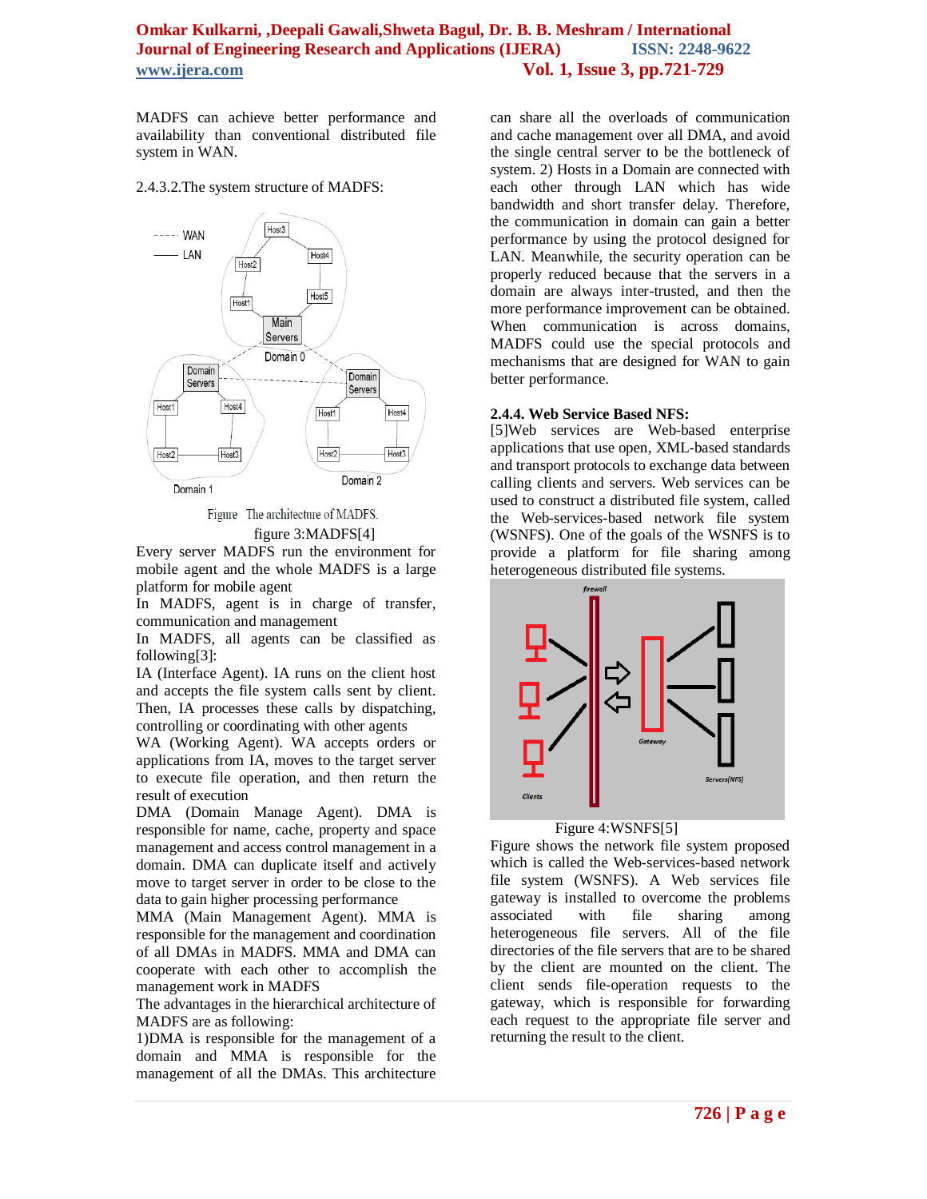MADFS can achieve better performance and availability than conventional distributed file system in WAN.

2.4.3.2.The system structure of MADFS:

Figure The architecture of MADFS.

figure 3:MADFS[4]

Every server MADFS run the environment for mobile agent and the whole MADFS is a large platform for mobile agent

In MADFS, agent is in charge of transfer, communication and management

In MADFS, all agents can be classified as following[3]:

IA (Interface Agent). IA runs on the client host and accepts the file system calls sent by client. Then, IA processes these calls by dispatching, controlling or coordinating with other agents

WA (Working Agent). WA accepts orders or applications from IA, moves to the target server to execute file operation, and then return the result of execution

DMA (Domain Manage Agent). DMA is responsible for name, cache, property and space management and access control management in a domain. DMA can duplicate itself and actively move to target server in order to be close to the data to gain higher processing performance

MMA (Main Management Agent). MMA is responsible for the management and coordination of all DMAs in MADFS. MMA and DMA can cooperate with each other to accomplish the management work in MADFS

The advantages in the hierarchical architecture of MADFS are as following:

1)DMA is responsible for the management of a domain and MMA is responsible for the management of all the DMAs. This architecture can share all the overloads of communication and cache management over all DMA, and avoid the single central server to be the bottleneck of system. 2) Hosts in a Domain are connected with each other through LAN which has wide bandwidth and short transfer delay. Therefore, the communication in domain can gain a better performance by using the protocol designed for LAN. Meanwhile, the security operation can be properly reduced because that the servers in a domain are always inter-trusted, and then the more performance improvement can be obtained. When communication is across domains, MADFS could use the special protocols and mechanisms that are designed for WAN to gain better performance.

### 2.4.4. Web Service Based NFS:

[5]Web services are Web-based enterprise applications that use open, XML-based standards and transport protocols to exchange data between calling clients and servers. Web services can be used to construct a distributed file system, called the Web-services-based network file system (WSNFS). One of the goals of the WSNFS is to provide a platform for file sharing among heterogeneous distributed file systems.

Figure 4:WSNFS[5]

Figure shows the network file system proposed which is called the Web-services-based network file system (WSNFS). A Web services file gateway is installed to overcome the problems associated with file sharing among heterogeneous file servers. All of the file directories of the file servers that are to be shared by the client are mounted on the client. The client sends file-operation requests to the gateway, which is responsible for forwarding each request to the appropriate file server and returning the result to the client.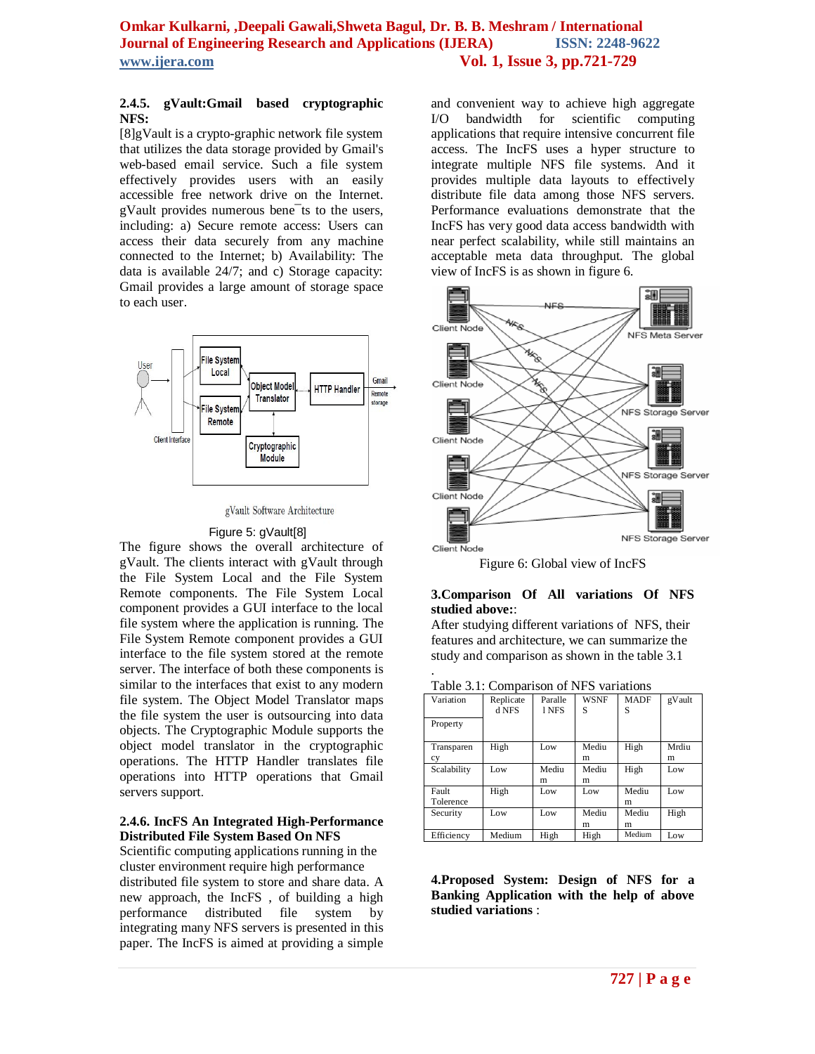### 2.4.5. gVault:Gmail based cryptographic NFS:

[8]gVault is a crypto-graphic network file system that utilizes the data storage provided by Gmail's web-based email service. Such a file system effectively provides users with an easily accessible free network drive on the Internet. gVault provides numerous bene¯ts to the users, including: a) Secure remote access: Users can access their data securely from any machine connected to the Internet; b) Availability: The data is available 24/7; and c) Storage capacity: Gmail provides a large amount of storage space to each user.

gVault Software Architecture

Figure 5: gVault[8]

The figure shows the overall architecture of gVault. The clients interact with gVault through the File System Local and the File System Remote components. The File System Local component provides a GUI interface to the local file system where the application is running. The File System Remote component provides a GUI interface to the file system stored at the remote server. The interface of both these components is similar to the interfaces that exist to any modern file system. The Object Model Translator maps the file system the user is outsourcing into data objects. The Cryptographic Module supports the object model translator in the cryptographic operations. The HTTP Handler translates file operations into HTTP operations that Gmail servers support.

### 2.4.6. IncFS An Integrated High-Performance Distributed File System Based On NFS

Scientific computing applications running in the cluster environment require high performance distributed file system to store and share data. A new approach, the IncFS , of building a high performance distributed file system by integrating many NFS servers is presented in this paper. The IncFS is aimed at providing a simple and convenient way to achieve high aggregate I/O bandwidth for scientific computing applications that require intensive concurrent file access. The IncFS uses a hyper structure to integrate multiple NFS file systems. And it provides multiple data layouts to effectively distribute file data among those NFS servers. Performance evaluations demonstrate that the IncFS has very good data access bandwidth with near perfect scalability, while still maintains an acceptable meta data throughput. The global view of IncFS is as shown in figure 6.

Figure 6: Global view of IncFS

## 3.Comparison Of All variations Of NFS studied above::

After studying different variations of NFS, their features and architecture, we can summarize the study and comparison as shown in the table 3.1

.

Table 3.1: Comparison of NFS variations

| Variation / Property | Replicated NFS | Parallel NFS | WSNFS | MADFS | gVault |
|---|---|---|---|---|---|
| Transparency | High | Low | Medium | High | Mrdium |
| Scalability | Low | Medium | Medium | High | Low |
| Fault Tolerence | High | Low | Low | Medium | Low |
| Security | Low | Low | Medium | Medium | High |
| Efficiency | Medium | High | High | Medium | Low |

## 4.Proposed System: Design of NFS for a Banking Application with the help of above studied variations :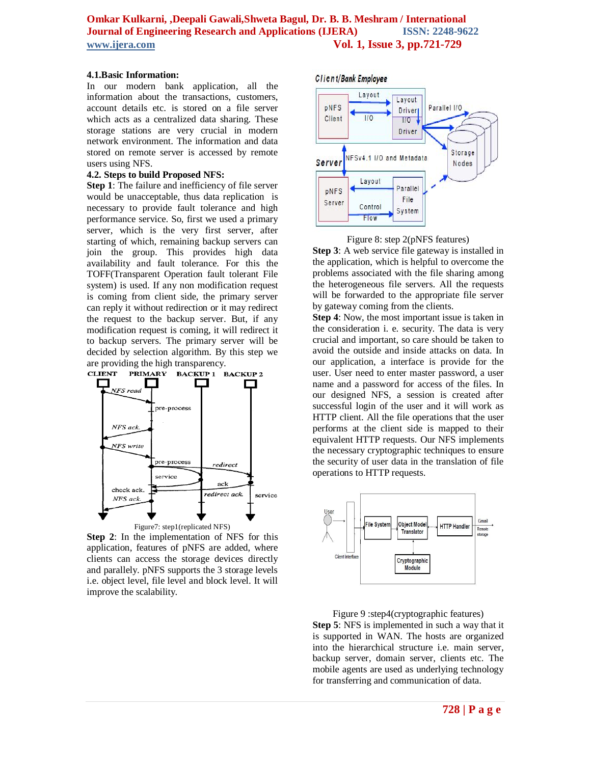### 4.1.Basic Information:

In our modern bank application, all the information about the transactions, customers, account details etc. is stored on a file server which acts as a centralized data sharing. These storage stations are very crucial in modern network environment. The information and data stored on remote server is accessed by remote users using NFS.

### 4.2. Steps to build Proposed NFS:

**Step 1**: The failure and inefficiency of file server would be unacceptable, thus data replication is necessary to provide fault tolerance and high performance service. So, first we used a primary server, which is the very first server, after starting of which, remaining backup servers can join the group. This provides high data availability and fault tolerance. For this the TOFF(Transparent Operation fault tolerant File system) is used. If any non modification request is coming from client side, the primary server can reply it without redirection or it may redirect the request to the backup server. But, if any modification request is coming, it will redirect it to backup servers. The primary server will be decided by selection algorithm. By this step we are providing the high transparency.

Figure7: step1(replicated NFS)

**Step 2**: In the implementation of NFS for this application, features of pNFS are added, where clients can access the storage devices directly and parallely. pNFS supports the 3 storage levels i.e. object level, file level and block level. It will improve the scalability.

Figure 8: step 2(pNFS features)

**Step 3**: A web service file gateway is installed in the application, which is helpful to overcome the problems associated with the file sharing among the heterogeneous file servers. All the requests will be forwarded to the appropriate file server by gateway coming from the clients.

**Step 4**: Now, the most important issue is taken in the consideration i. e. security. The data is very crucial and important, so care should be taken to avoid the outside and inside attacks on data. In our application, a interface is provide for the user. User need to enter master password, a user name and a password for access of the files. In our designed NFS, a session is created after successful login of the user and it will work as HTTP client. All the file operations that the user performs at the client side is mapped to their equivalent HTTP requests. Our NFS implements the necessary cryptographic techniques to ensure the security of user data in the translation of file operations to HTTP requests.

Figure 9 :step4(cryptographic features)

**Step 5**: NFS is implemented in such a way that it is supported in WAN. The hosts are organized into the hierarchical structure i.e. main server, backup server, domain server, clients etc. The mobile agents are used as underlying technology for transferring and communication of data.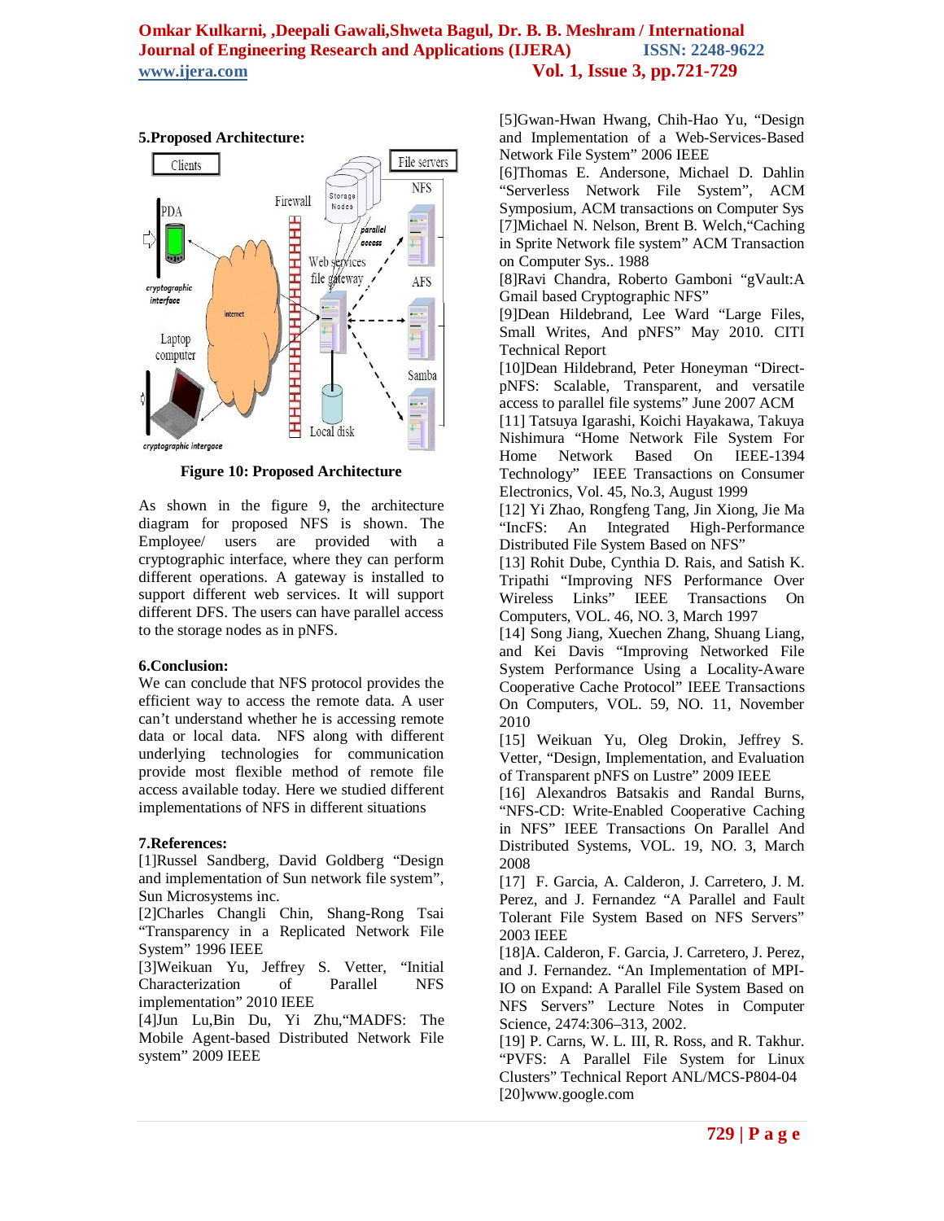## 5.Proposed Architecture:

Clients

File servers

NFS

PDA

Firewall

Storage Nodes

parallel access

Web services file gateway

AFS

cryptographic interface

internet

Laptop computer

Samba

Local disk

cryptographic intergace

**Figure 10: Proposed Architecture**

As shown in the figure 9, the architecture diagram for proposed NFS is shown. The Employee/ users are provided with a cryptographic interface, where they can perform different operations. A gateway is installed to support different web services. It will support different DFS. The users can have parallel access to the storage nodes as in pNFS.

## 6.Conclusion:

We can conclude that NFS protocol provides the efficient way to access the remote data. A user can't understand whether he is accessing remote data or local data. NFS along with different underlying technologies for communication provide most flexible method of remote file access available today. Here we studied different implementations of NFS in different situations

## 7.References:

[1]Russel Sandberg, David Goldberg "Design and implementation of Sun network file system", Sun Microsystems inc.

[2]Charles Changli Chin, Shang-Rong Tsai "Transparency in a Replicated Network File System" 1996 IEEE

[3]Weikuan Yu, Jeffrey S. Vetter, "Initial Characterization of Parallel NFS implementation" 2010 IEEE

[4]Jun Lu,Bin Du, Yi Zhu,"MADFS: The Mobile Agent-based Distributed Network File system" 2009 IEEE

[5]Gwan-Hwan Hwang, Chih-Hao Yu, "Design and Implementation of a Web-Services-Based Network File System" 2006 IEEE

[6]Thomas E. Andersone, Michael D. Dahlin "Serverless Network File System", ACM Symposium, ACM transactions on Computer Sys

[7]Michael N. Nelson, Brent B. Welch,"Caching in Sprite Network file system" ACM Transaction on Computer Sys.. 1988

[8]Ravi Chandra, Roberto Gamboni "gVault:A Gmail based Cryptographic NFS"

[9]Dean Hildebrand, Lee Ward "Large Files, Small Writes, And pNFS" May 2010. CITI Technical Report

[10]Dean Hildebrand, Peter Honeyman "Direct-pNFS: Scalable, Transparent, and versatile access to parallel file systems" June 2007 ACM

[11] Tatsuya Igarashi, Koichi Hayakawa, Takuya Nishimura "Home Network File System For Home Network Based On IEEE-1394 Technology" IEEE Transactions on Consumer Electronics, Vol. 45, No.3, August 1999

[12] Yi Zhao, Rongfeng Tang, Jin Xiong, Jie Ma "IncFS: An Integrated High-Performance Distributed File System Based on NFS"

[13] Rohit Dube, Cynthia D. Rais, and Satish K. Tripathi "Improving NFS Performance Over Wireless Links" IEEE Transactions On Computers, VOL. 46, NO. 3, March 1997

[14] Song Jiang, Xuechen Zhang, Shuang Liang, and Kei Davis "Improving Networked File System Performance Using a Locality-Aware Cooperative Cache Protocol" IEEE Transactions On Computers, VOL. 59, NO. 11, November 2010

[15] Weikuan Yu, Oleg Drokin, Jeffrey S. Vetter, "Design, Implementation, and Evaluation of Transparent pNFS on Lustre" 2009 IEEE

[16] Alexandros Batsakis and Randal Burns, "NFS-CD: Write-Enabled Cooperative Caching in NFS" IEEE Transactions On Parallel And Distributed Systems, VOL. 19, NO. 3, March 2008

[17] F. Garcia, A. Calderon, J. Carretero, J. M. Perez, and J. Fernandez "A Parallel and Fault Tolerant File System Based on NFS Servers" 2003 IEEE

[18]A. Calderon, F. Garcia, J. Carretero, J. Perez, and J. Fernandez. "An Implementation of MPI-IO on Expand: A Parallel File System Based on NFS Servers" Lecture Notes in Computer Science, 2474:306–313, 2002.

[19] P. Carns, W. L. III, R. Ross, and R. Takhur. "PVFS: A Parallel File System for Linux Clusters" Technical Report ANL/MCS-P804-04

[20]www.google.com